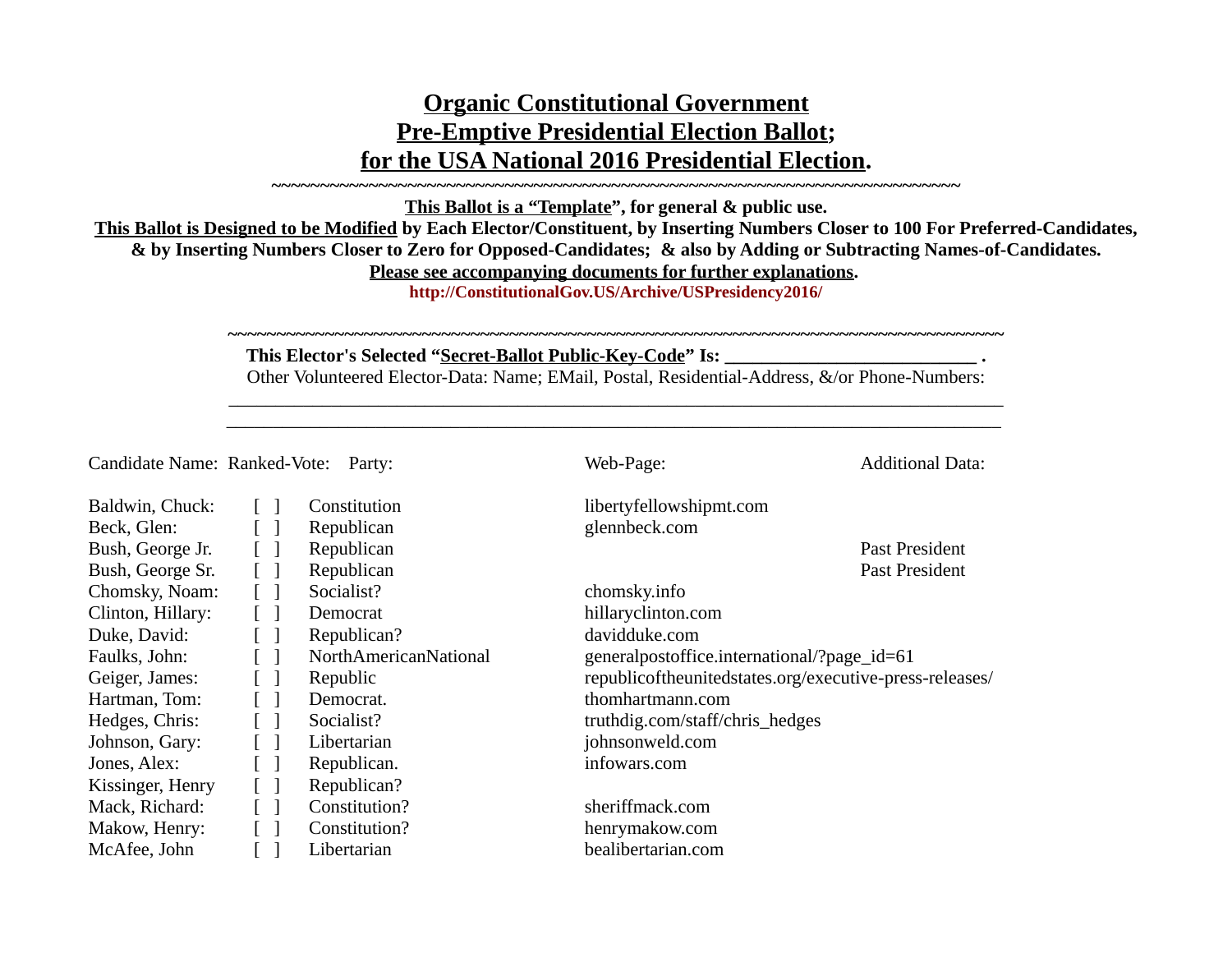# Organic Constitutional Government
# Pre-Emptive Presidential Election Ballot;
# for the USA National 2016 Presidential Election.

~~~~~~~~~~~~~~~~~~~~~~~~~~~~~~~~~~~~~~~~~~~~~~~~~~~~~~~~~~~~~~~~~~~~~~~~~~~~

**This Ballot is a "Template", for general & public use.**
**This Ballot is Designed to be Modified by Each Elector/Constituent, by Inserting Numbers Closer to 100 For Preferred-Candidates, & by Inserting Numbers Closer to Zero for Opposed-Candidates; & also by Adding or Subtracting Names-of-Candidates.**
**Please see accompanying documents for further explanations.**
**http://ConstitutionalGov.US/Archive/USPresidency2016/**

~~~~~~~~~~~~~~~~~~~~~~~~~~~~~~~~~~~~~~~~~~~~~~~~~~~~~~~~~~~~~~~~~~~~~~~~~~~~

**This Elector's Selected "Secret-Ballot Public-Key-Code" Is: __________________________ .**
Other Volunteered Elector-Data: Name; EMail, Postal, Residential-Address, &/or Phone-Numbers:

______________________________________________________________________________

______________________________________________________________________________

| Candidate Name: | Ranked-Vote: | Party: | Web-Page: | Additional Data: |
|---|---|---|---|---|
| Baldwin, Chuck: | [ ] | Constitution | libertyfellowshipmt.com | |
| Beck, Glen: | [ ] | Republican | glennbeck.com | |
| Bush, George Jr. | [ ] | Republican | | Past President |
| Bush, George Sr. | [ ] | Republican | | Past President |
| Chomsky, Noam: | [ ] | Socialist? | chomsky.info | |
| Clinton, Hillary: | [ ] | Democrat | hillaryclinton.com | |
| Duke, David: | [ ] | Republican? | davidduke.com | |
| Faulks, John: | [ ] | NorthAmericanNational | generalpostoffice.international/?page_id=61 | |
| Geiger, James: | [ ] | Republic | republicoftheunitedstates.org/executive-press-releases/ | |
| Hartman, Tom: | [ ] | Democrat. | thomhartmann.com | |
| Hedges, Chris: | [ ] | Socialist? | truthdig.com/staff/chris_hedges | |
| Johnson, Gary: | [ ] | Libertarian | johnsonweld.com | |
| Jones, Alex: | [ ] | Republican. | infowars.com | |
| Kissinger, Henry | [ ] | Republican? | | |
| Mack, Richard: | [ ] | Constitution? | sheriffmack.com | |
| Makow, Henry: | [ ] | Constitution? | henrymakow.com | |
| McAfee, John | [ ] | Libertarian | bealibertarian.com | |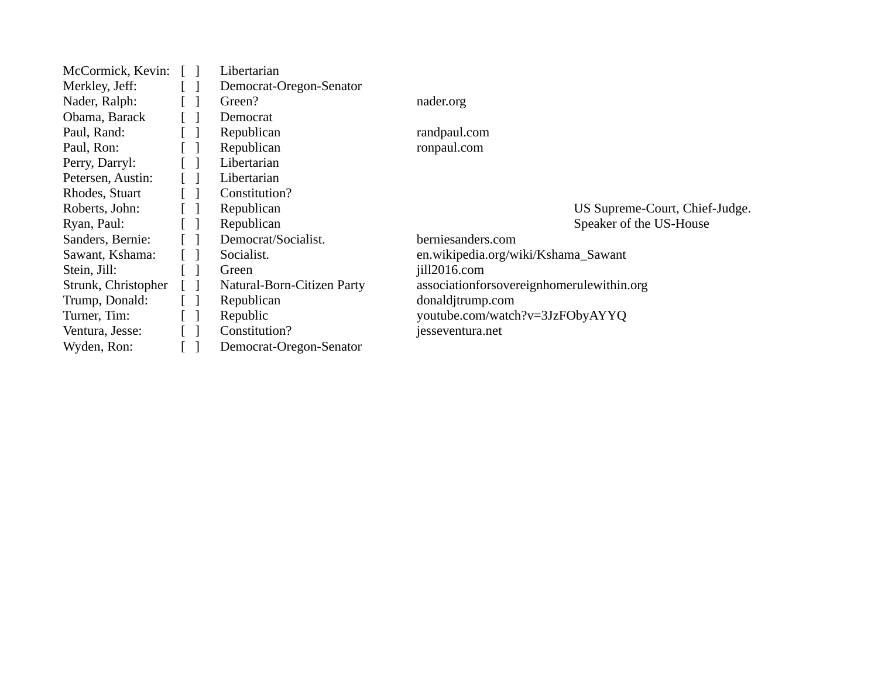| | | | | |
|---|---|---|---|---|
| McCormick, Kevin: | [ ] | Libertarian | | |
| Merkley, Jeff: | [ ] | Democrat-Oregon-Senator | | |
| Nader, Ralph: | [ ] | Green? | nader.org | |
| Obama, Barack | [ ] | Democrat | | |
| Paul, Rand: | [ ] | Republican | randpaul.com | |
| Paul, Ron: | [ ] | Republican | ronpaul.com | |
| Perry, Darryl: | [ ] | Libertarian | | |
| Petersen, Austin: | [ ] | Libertarian | | |
| Rhodes, Stuart | [ ] | Constitution? | | |
| Roberts, John: | [ ] | Republican | | US Supreme-Court, Chief-Judge. |
| Ryan, Paul: | [ ] | Republican | | Speaker of the US-House |
| Sanders, Bernie: | [ ] | Democrat/Socialist. | berniesanders.com | |
| Sawant, Kshama: | [ ] | Socialist. | en.wikipedia.org/wiki/Kshama_Sawant | |
| Stein, Jill: | [ ] | Green | jill2016.com | |
| Strunk, Christopher | [ ] | Natural-Born-Citizen Party | associationforsovereignhomerulewithin.org | |
| Trump, Donald: | [ ] | Republican | donaldjtrump.com | |
| Turner, Tim: | [ ] | Republic | youtube.com/watch?v=3JzFObyAYYQ | |
| Ventura, Jesse: | [ ] | Constitution? | jesseventura.net | |
| Wyden, Ron: | [ ] | Democrat-Oregon-Senator | | |